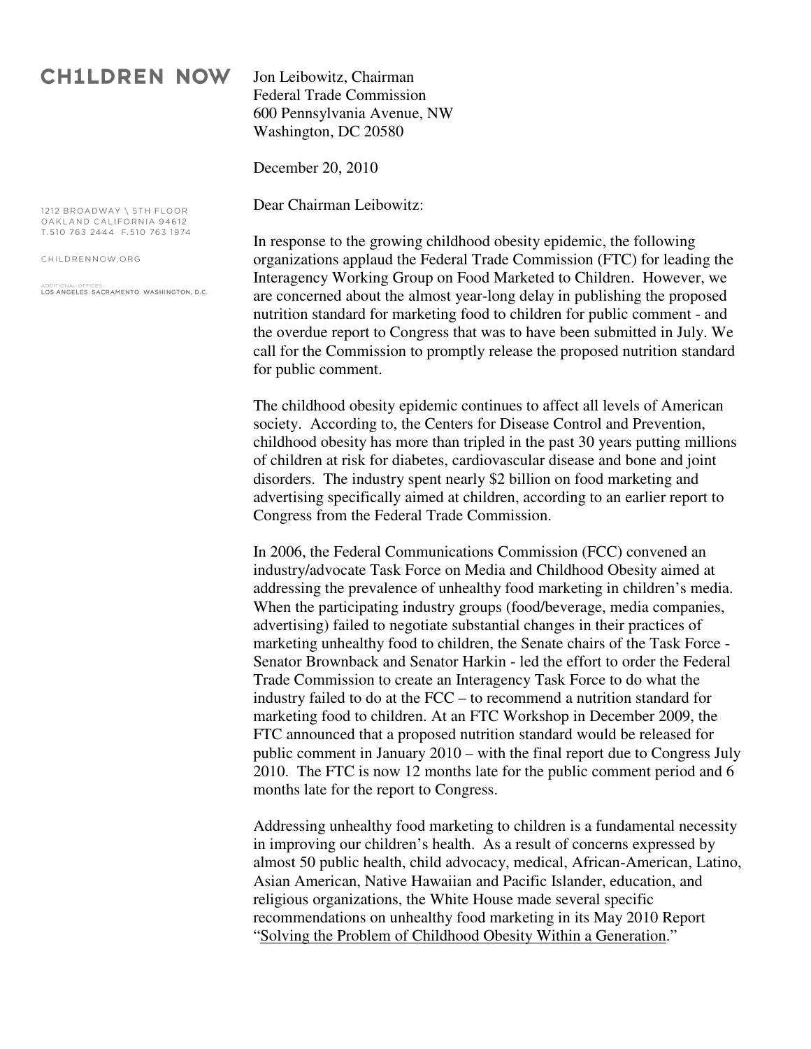CH1LDREN NOW

1212 BROADWAY \ 5TH FLOOR
OAKLAND CALIFORNIA 94612
T.510 763 2444 F.510 763 1974

CHILDRENNOW.ORG

ADDITIONAL OFFICES
LOS ANGELES SACRAMENTO WASHINGTON, D.C.

Jon Leibowitz, Chairman
Federal Trade Commission
600 Pennsylvania Avenue, NW
Washington, DC 20580

December 20, 2010

Dear Chairman Leibowitz:

In response to the growing childhood obesity epidemic, the following organizations applaud the Federal Trade Commission (FTC) for leading the Interagency Working Group on Food Marketed to Children. However, we are concerned about the almost year-long delay in publishing the proposed nutrition standard for marketing food to children for public comment - and the overdue report to Congress that was to have been submitted in July. We call for the Commission to promptly release the proposed nutrition standard for public comment.

The childhood obesity epidemic continues to affect all levels of American society. According to, the Centers for Disease Control and Prevention, childhood obesity has more than tripled in the past 30 years putting millions of children at risk for diabetes, cardiovascular disease and bone and joint disorders. The industry spent nearly $2 billion on food marketing and advertising specifically aimed at children, according to an earlier report to Congress from the Federal Trade Commission.

In 2006, the Federal Communications Commission (FCC) convened an industry/advocate Task Force on Media and Childhood Obesity aimed at addressing the prevalence of unhealthy food marketing in children's media. When the participating industry groups (food/beverage, media companies, advertising) failed to negotiate substantial changes in their practices of marketing unhealthy food to children, the Senate chairs of the Task Force - Senator Brownback and Senator Harkin - led the effort to order the Federal Trade Commission to create an Interagency Task Force to do what the industry failed to do at the FCC – to recommend a nutrition standard for marketing food to children. At an FTC Workshop in December 2009, the FTC announced that a proposed nutrition standard would be released for public comment in January 2010 – with the final report due to Congress July 2010. The FTC is now 12 months late for the public comment period and 6 months late for the report to Congress.

Addressing unhealthy food marketing to children is a fundamental necessity in improving our children's health. As a result of concerns expressed by almost 50 public health, child advocacy, medical, African-American, Latino, Asian American, Native Hawaiian and Pacific Islander, education, and religious organizations, the White House made several specific recommendations on unhealthy food marketing in its May 2010 Report "Solving the Problem of Childhood Obesity Within a Generation."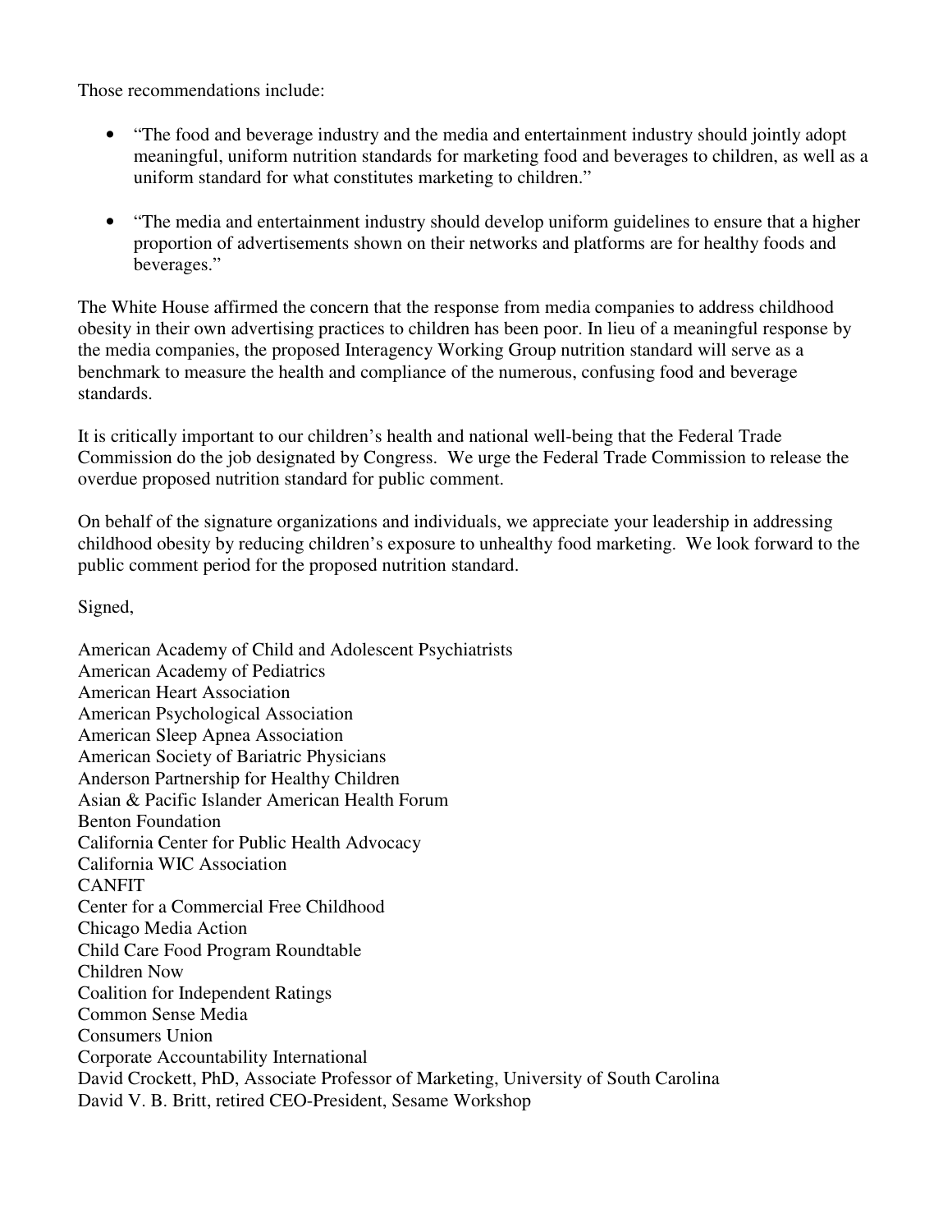Those recommendations include:

- "The food and beverage industry and the media and entertainment industry should jointly adopt meaningful, uniform nutrition standards for marketing food and beverages to children, as well as a uniform standard for what constitutes marketing to children."

- "The media and entertainment industry should develop uniform guidelines to ensure that a higher proportion of advertisements shown on their networks and platforms are for healthy foods and beverages."

The White House affirmed the concern that the response from media companies to address childhood obesity in their own advertising practices to children has been poor. In lieu of a meaningful response by the media companies, the proposed Interagency Working Group nutrition standard will serve as a benchmark to measure the health and compliance of the numerous, confusing food and beverage standards.

It is critically important to our children's health and national well-being that the Federal Trade Commission do the job designated by Congress. We urge the Federal Trade Commission to release the overdue proposed nutrition standard for public comment.

On behalf of the signature organizations and individuals, we appreciate your leadership in addressing childhood obesity by reducing children's exposure to unhealthy food marketing. We look forward to the public comment period for the proposed nutrition standard.

Signed,

American Academy of Child and Adolescent Psychiatrists
American Academy of Pediatrics
American Heart Association
American Psychological Association
American Sleep Apnea Association
American Society of Bariatric Physicians
Anderson Partnership for Healthy Children
Asian & Pacific Islander American Health Forum
Benton Foundation
California Center for Public Health Advocacy
California WIC Association
CANFIT
Center for a Commercial Free Childhood
Chicago Media Action
Child Care Food Program Roundtable
Children Now
Coalition for Independent Ratings
Common Sense Media
Consumers Union
Corporate Accountability International
David Crockett, PhD, Associate Professor of Marketing, University of South Carolina
David V. B. Britt, retired CEO-President, Sesame Workshop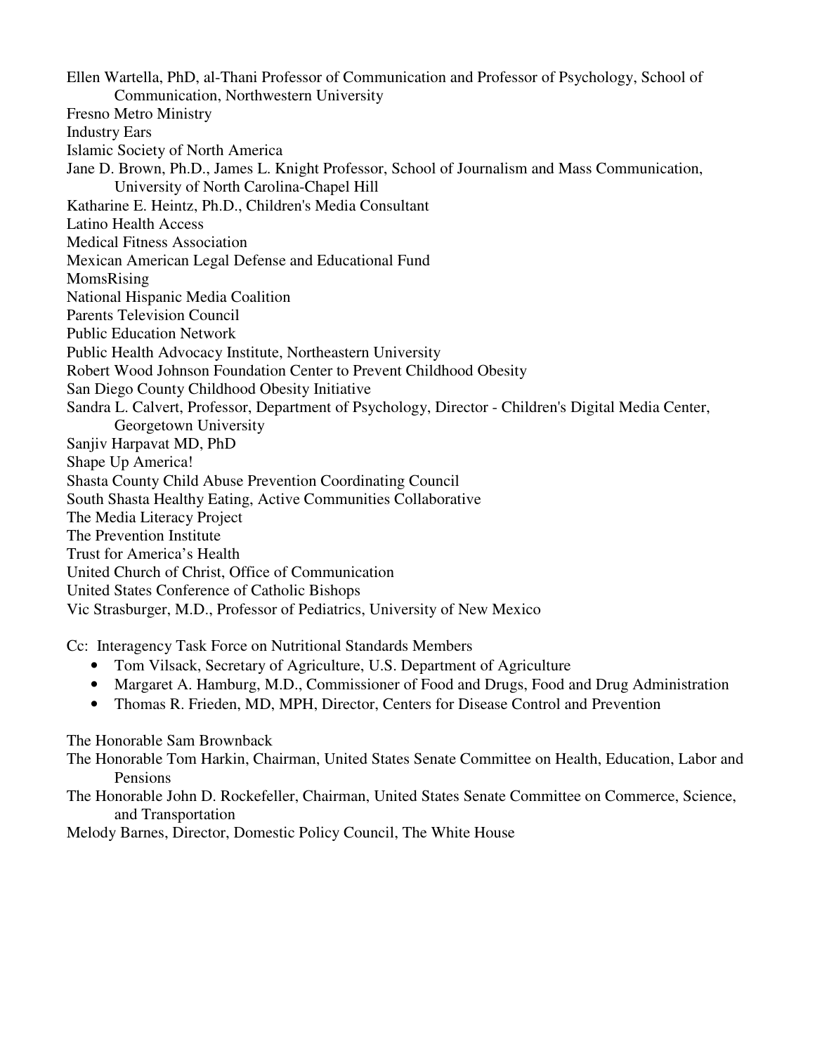Ellen Wartella, PhD, al-Thani Professor of Communication and Professor of Psychology, School of Communication, Northwestern University
Fresno Metro Ministry
Industry Ears
Islamic Society of North America
Jane D. Brown, Ph.D., James L. Knight Professor, School of Journalism and Mass Communication, University of North Carolina-Chapel Hill
Katharine E. Heintz, Ph.D., Children's Media Consultant
Latino Health Access
Medical Fitness Association
Mexican American Legal Defense and Educational Fund
MomsRising
National Hispanic Media Coalition
Parents Television Council
Public Education Network
Public Health Advocacy Institute, Northeastern University
Robert Wood Johnson Foundation Center to Prevent Childhood Obesity
San Diego County Childhood Obesity Initiative
Sandra L. Calvert, Professor, Department of Psychology, Director - Children's Digital Media Center, Georgetown University
Sanjiv Harpavat MD, PhD
Shape Up America!
Shasta County Child Abuse Prevention Coordinating Council
South Shasta Healthy Eating, Active Communities Collaborative
The Media Literacy Project
The Prevention Institute
Trust for America's Health
United Church of Christ, Office of Communication
United States Conference of Catholic Bishops
Vic Strasburger, M.D., Professor of Pediatrics, University of New Mexico

Cc: Interagency Task Force on Nutritional Standards Members

- Tom Vilsack, Secretary of Agriculture, U.S. Department of Agriculture
- Margaret A. Hamburg, M.D., Commissioner of Food and Drugs, Food and Drug Administration
- Thomas R. Frieden, MD, MPH, Director, Centers for Disease Control and Prevention

The Honorable Sam Brownback
The Honorable Tom Harkin, Chairman, United States Senate Committee on Health, Education, Labor and Pensions
The Honorable John D. Rockefeller, Chairman, United States Senate Committee on Commerce, Science, and Transportation
Melody Barnes, Director, Domestic Policy Council, The White House